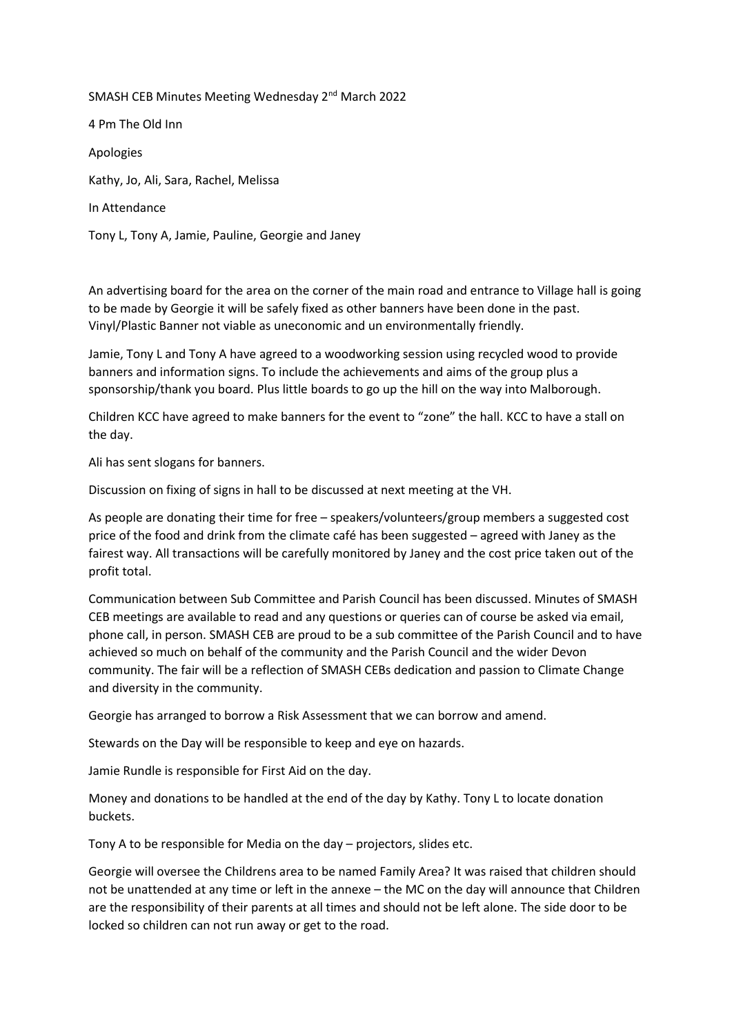SMASH CEB Minutes Meeting Wednesday 2nd March 2022

4 Pm The Old Inn

Apologies

Kathy, Jo, Ali, Sara, Rachel, Melissa

In Attendance

Tony L, Tony A, Jamie, Pauline, Georgie and Janey

An advertising board for the area on the corner of the main road and entrance to Village hall is going to be made by Georgie it will be safely fixed as other banners have been done in the past. Vinyl/Plastic Banner not viable as uneconomic and un environmentally friendly.

Jamie, Tony L and Tony A have agreed to a woodworking session using recycled wood to provide banners and information signs. To include the achievements and aims of the group plus a sponsorship/thank you board. Plus little boards to go up the hill on the way into Malborough.

Children KCC have agreed to make banners for the event to "zone" the hall. KCC to have a stall on the day.

Ali has sent slogans for banners.

Discussion on fixing of signs in hall to be discussed at next meeting at the VH.

As people are donating their time for free – speakers/volunteers/group members a suggested cost price of the food and drink from the climate café has been suggested – agreed with Janey as the fairest way. All transactions will be carefully monitored by Janey and the cost price taken out of the profit total.

Communication between Sub Committee and Parish Council has been discussed. Minutes of SMASH CEB meetings are available to read and any questions or queries can of course be asked via email, phone call, in person. SMASH CEB are proud to be a sub committee of the Parish Council and to have achieved so much on behalf of the community and the Parish Council and the wider Devon community. The fair will be a reflection of SMASH CEBs dedication and passion to Climate Change and diversity in the community.

Georgie has arranged to borrow a Risk Assessment that we can borrow and amend.

Stewards on the Day will be responsible to keep and eye on hazards.

Jamie Rundle is responsible for First Aid on the day.

Money and donations to be handled at the end of the day by Kathy. Tony L to locate donation buckets.

Tony A to be responsible for Media on the day – projectors, slides etc.

Georgie will oversee the Childrens area to be named Family Area? It was raised that children should not be unattended at any time or left in the annexe – the MC on the day will announce that Children are the responsibility of their parents at all times and should not be left alone. The side door to be locked so children can not run away or get to the road.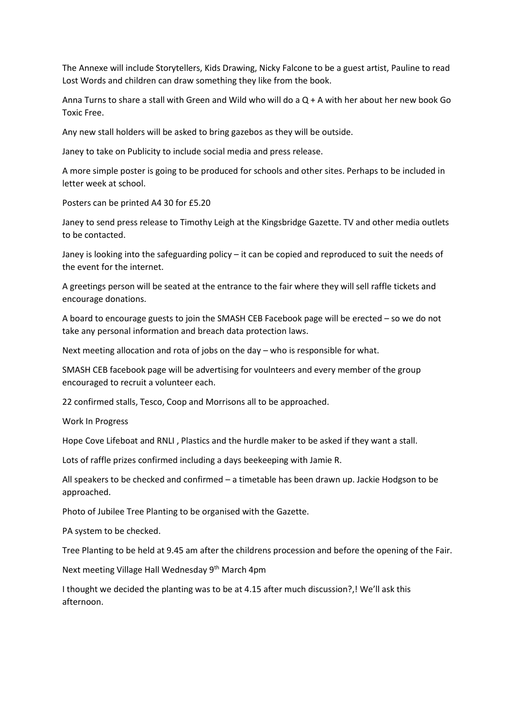The Annexe will include Storytellers, Kids Drawing, Nicky Falcone to be a guest artist, Pauline to read Lost Words and children can draw something they like from the book.

Anna Turns to share a stall with Green and Wild who will do a Q + A with her about her new book Go Toxic Free.

Any new stall holders will be asked to bring gazebos as they will be outside.

Janey to take on Publicity to include social media and press release.

A more simple poster is going to be produced for schools and other sites. Perhaps to be included in letter week at school.

Posters can be printed A4 30 for £5.20

Janey to send press release to Timothy Leigh at the Kingsbridge Gazette. TV and other media outlets to be contacted.

Janey is looking into the safeguarding policy – it can be copied and reproduced to suit the needs of the event for the internet.

A greetings person will be seated at the entrance to the fair where they will sell raffle tickets and encourage donations.

A board to encourage guests to join the SMASH CEB Facebook page will be erected – so we do not take any personal information and breach data protection laws.

Next meeting allocation and rota of jobs on the day – who is responsible for what.

SMASH CEB facebook page will be advertising for voulnteers and every member of the group encouraged to recruit a volunteer each.

22 confirmed stalls, Tesco, Coop and Morrisons all to be approached.

Work In Progress

Hope Cove Lifeboat and RNLI , Plastics and the hurdle maker to be asked if they want a stall.

Lots of raffle prizes confirmed including a days beekeeping with Jamie R.

All speakers to be checked and confirmed – a timetable has been drawn up. Jackie Hodgson to be approached.

Photo of Jubilee Tree Planting to be organised with the Gazette.

PA system to be checked.

Tree Planting to be held at 9.45 am after the childrens procession and before the opening of the Fair.

Next meeting Village Hall Wednesday 9th March 4pm

I thought we decided the planting was to be at 4.15 after much discussion?,! We'll ask this afternoon.